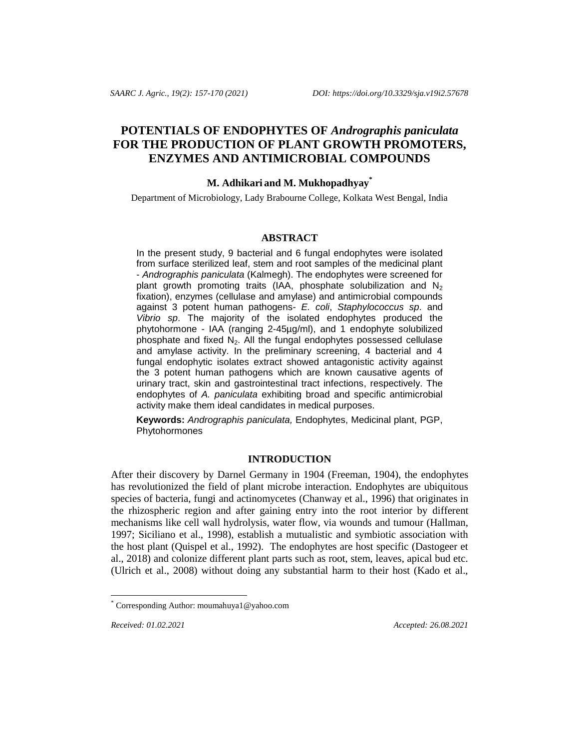# POTENTIALS OF ENDOPHYTES OF *Andrographis paniculata* FOR THE PRODUCTION OF PLANT GROWTH PROMOTERS, ENZYMES AND ANTIMICROBIAL COMPOUNDS

**M. Adhikari and M. Mukhopadhyay***

Department of Microbiology, Lady Brabourne College, Kolkata West Bengal, India

## ABSTRACT

In the present study, 9 bacterial and 6 fungal endophytes were isolated from surface sterilized leaf, stem and root samples of the medicinal plant - *Andrographis paniculata* (Kalmegh). The endophytes were screened for plant growth promoting traits (IAA, phosphate solubilization and $N_2$ fixation), enzymes (cellulase and amylase) and antimicrobial compounds against 3 potent human pathogens- *E. coli*, *Staphylococcus sp*. and *Vibrio sp*. The majority of the isolated endophytes produced the phytohormone - IAA (ranging 2-45µg/ml), and 1 endophyte solubilized phosphate and fixed $N_2$. All the fungal endophytes possessed cellulase and amylase activity. In the preliminary screening, 4 bacterial and 4 fungal endophytic isolates extract showed antagonistic activity against the 3 potent human pathogens which are known causative agents of urinary tract, skin and gastrointestinal tract infections, respectively. The endophytes of *A. paniculata* exhibiting broad and specific antimicrobial activity make them ideal candidates in medical purposes.

**Keywords:** *Andrographis paniculata,* Endophytes, Medicinal plant, PGP, Phytohormones

## INTRODUCTION

After their discovery by Darnel Germany in 1904 (Freeman, 1904), the endophytes has revolutionized the field of plant microbe interaction. Endophytes are ubiquitous species of bacteria, fungi and actinomycetes (Chanway et al., 1996) that originates in the rhizospheric region and after gaining entry into the root interior by different mechanisms like cell wall hydrolysis, water flow, via wounds and tumour (Hallman, 1997; Siciliano et al., 1998), establish a mutualistic and symbiotic association with the host plant (Quispel et al., 1992). The endophytes are host specific (Dastogeer et al., 2018) and colonize different plant parts such as root, stem, leaves, apical bud etc. (Ulrich et al., 2008) without doing any substantial harm to their host (Kado et al.,

* Corresponding Author: moumahuya1@yahoo.com

*Received: 01.02.2021* *Accepted: 26.08.2021*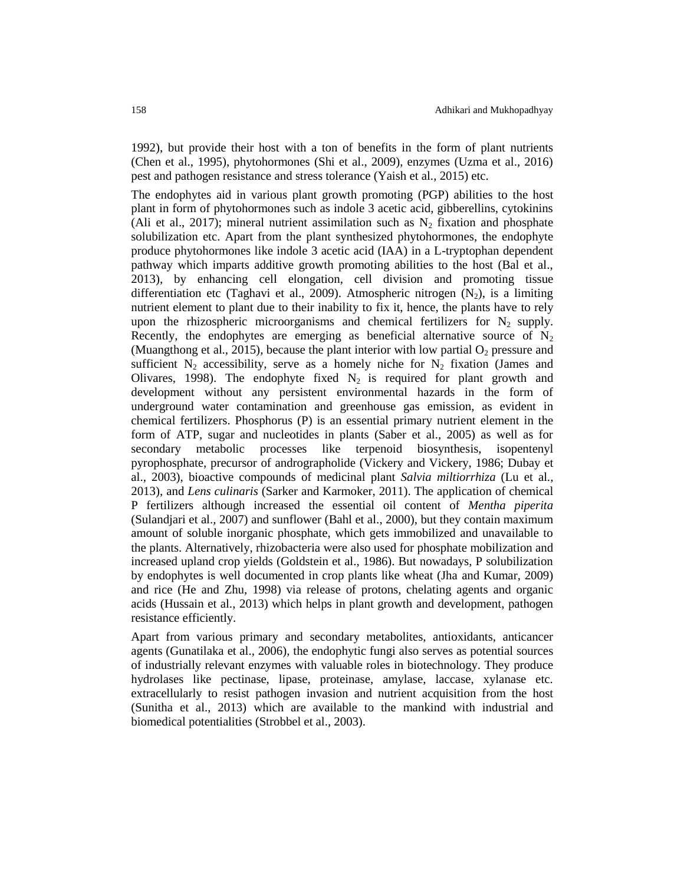1992), but provide their host with a ton of benefits in the form of plant nutrients (Chen et al., 1995), phytohormones (Shi et al., 2009), enzymes (Uzma et al., 2016) pest and pathogen resistance and stress tolerance (Yaish et al., 2015) etc.

The endophytes aid in various plant growth promoting (PGP) abilities to the host plant in form of phytohormones such as indole 3 acetic acid, gibberellins, cytokinins (Ali et al., 2017); mineral nutrient assimilation such as $N_2$ fixation and phosphate solubilization etc. Apart from the plant synthesized phytohormones, the endophyte produce phytohormones like indole 3 acetic acid (IAA) in a L-tryptophan dependent pathway which imparts additive growth promoting abilities to the host (Bal et al., 2013), by enhancing cell elongation, cell division and promoting tissue differentiation etc (Taghavi et al., 2009). Atmospheric nitrogen ($N_2$), is a limiting nutrient element to plant due to their inability to fix it, hence, the plants have to rely upon the rhizospheric microorganisms and chemical fertilizers for $N_2$ supply. Recently, the endophytes are emerging as beneficial alternative source of $N_2$ (Muangthong et al., 2015), because the plant interior with low partial $O_2$ pressure and sufficient $N_2$ accessibility, serve as a homely niche for $N_2$ fixation (James and Olivares, 1998). The endophyte fixed $N_2$ is required for plant growth and development without any persistent environmental hazards in the form of underground water contamination and greenhouse gas emission, as evident in chemical fertilizers. Phosphorus (P) is an essential primary nutrient element in the form of ATP, sugar and nucleotides in plants (Saber et al., 2005) as well as for secondary metabolic processes like terpenoid biosynthesis, isopentenyl pyrophosphate, precursor of andrographolide (Vickery and Vickery, 1986; Dubay et al., 2003), bioactive compounds of medicinal plant *Salvia miltiorrhiza* (Lu et al., 2013), and *Lens culinaris* (Sarker and Karmoker, 2011). The application of chemical P fertilizers although increased the essential oil content of *Mentha piperita* (Sulandjari et al., 2007) and sunflower (Bahl et al., 2000), but they contain maximum amount of soluble inorganic phosphate, which gets immobilized and unavailable to the plants. Alternatively, rhizobacteria were also used for phosphate mobilization and increased upland crop yields (Goldstein et al., 1986). But nowadays, P solubilization by endophytes is well documented in crop plants like wheat (Jha and Kumar, 2009) and rice (He and Zhu, 1998) via release of protons, chelating agents and organic acids (Hussain et al., 2013) which helps in plant growth and development, pathogen resistance efficiently.

Apart from various primary and secondary metabolites, antioxidants, anticancer agents (Gunatilaka et al., 2006), the endophytic fungi also serves as potential sources of industrially relevant enzymes with valuable roles in biotechnology. They produce hydrolases like pectinase, lipase, proteinase, amylase, laccase, xylanase etc. extracellularly to resist pathogen invasion and nutrient acquisition from the host (Sunitha et al., 2013) which are available to the mankind with industrial and biomedical potentialities (Strobbel et al., 2003).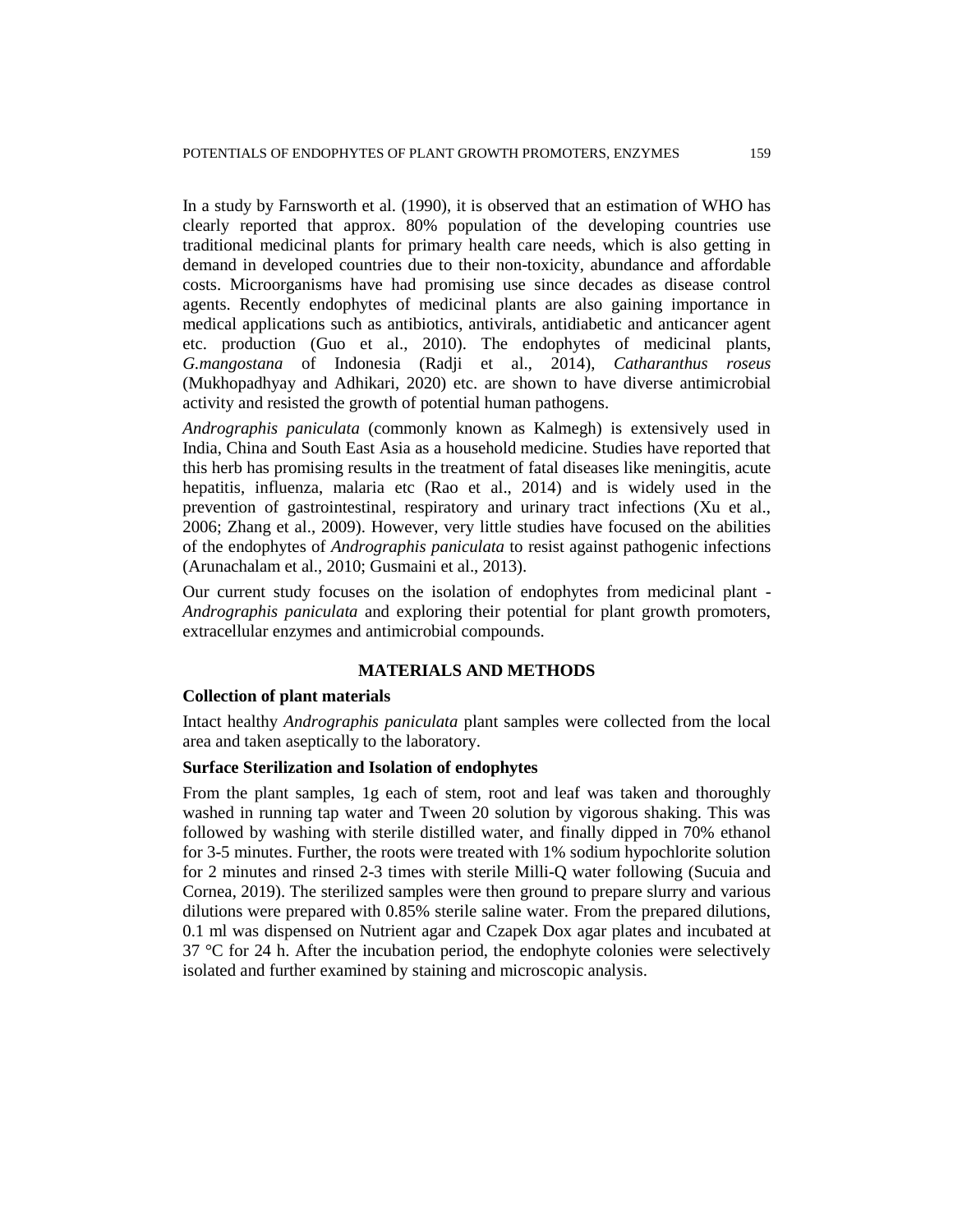In a study by Farnsworth et al. (1990), it is observed that an estimation of WHO has clearly reported that approx. 80% population of the developing countries use traditional medicinal plants for primary health care needs, which is also getting in demand in developed countries due to their non-toxicity, abundance and affordable costs. Microorganisms have had promising use since decades as disease control agents. Recently endophytes of medicinal plants are also gaining importance in medical applications such as antibiotics, antivirals, antidiabetic and anticancer agent etc. production (Guo et al., 2010). The endophytes of medicinal plants, *G.mangostana* of Indonesia (Radji et al., 2014), *Catharanthus roseus* (Mukhopadhyay and Adhikari, 2020) etc. are shown to have diverse antimicrobial activity and resisted the growth of potential human pathogens.

*Andrographis paniculata* (commonly known as Kalmegh) is extensively used in India, China and South East Asia as a household medicine. Studies have reported that this herb has promising results in the treatment of fatal diseases like meningitis, acute hepatitis, influenza, malaria etc (Rao et al., 2014) and is widely used in the prevention of gastrointestinal, respiratory and urinary tract infections (Xu et al., 2006; Zhang et al., 2009). However, very little studies have focused on the abilities of the endophytes of *Andrographis paniculata* to resist against pathogenic infections (Arunachalam et al., 2010; Gusmaini et al., 2013).

Our current study focuses on the isolation of endophytes from medicinal plant - *Andrographis paniculata* and exploring their potential for plant growth promoters, extracellular enzymes and antimicrobial compounds.

## MATERIALS AND METHODS

### Collection of plant materials

Intact healthy *Andrographis paniculata* plant samples were collected from the local area and taken aseptically to the laboratory.

### Surface Sterilization and Isolation of endophytes

From the plant samples, 1g each of stem, root and leaf was taken and thoroughly washed in running tap water and Tween 20 solution by vigorous shaking. This was followed by washing with sterile distilled water, and finally dipped in 70% ethanol for 3-5 minutes. Further, the roots were treated with 1% sodium hypochlorite solution for 2 minutes and rinsed 2-3 times with sterile Milli-Q water following (Sucuia and Cornea, 2019). The sterilized samples were then ground to prepare slurry and various dilutions were prepared with 0.85% sterile saline water. From the prepared dilutions, 0.1 ml was dispensed on Nutrient agar and Czapek Dox agar plates and incubated at 37 °C for 24 h. After the incubation period, the endophyte colonies were selectively isolated and further examined by staining and microscopic analysis.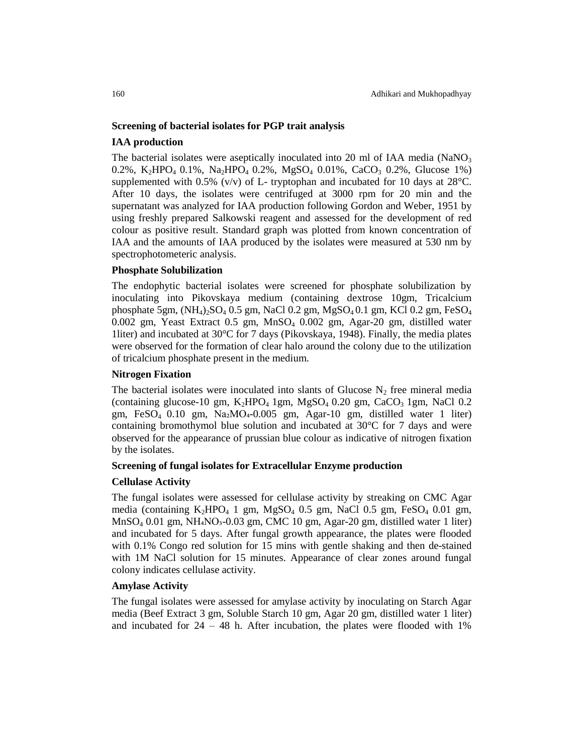### Screening of bacterial isolates for PGP trait analysis

#### IAA production

The bacterial isolates were aseptically inoculated into 20 ml of IAA media ($NaNO_3$ 0.2%, $K_2HPO_4$ 0.1%, $Na_2HPO_4$ 0.2%, $MgSO_4$ 0.01%, $CaCO_3$ 0.2%, Glucose 1%) supplemented with 0.5% (v/v) of L- tryptophan and incubated for 10 days at 28°C. After 10 days, the isolates were centrifuged at 3000 rpm for 20 min and the supernatant was analyzed for IAA production following Gordon and Weber, 1951 by using freshly prepared Salkowski reagent and assessed for the development of red colour as positive result. Standard graph was plotted from known concentration of IAA and the amounts of IAA produced by the isolates were measured at 530 nm by spectrophotometeric analysis.

#### Phosphate Solubilization

The endophytic bacterial isolates were screened for phosphate solubilization by inoculating into Pikovskaya medium (containing dextrose 10gm, Tricalcium phosphate 5gm, $(NH_4)_2SO_4$ 0.5 gm, NaCl 0.2 gm, $MgSO_4$ 0.1 gm, KCl 0.2 gm, $FeSO_4$ 0.002 gm, Yeast Extract 0.5 gm, $MnSO_4$ 0.002 gm, Agar-20 gm, distilled water 1liter) and incubated at 30°C for 7 days (Pikovskaya, 1948). Finally, the media plates were observed for the formation of clear halo around the colony due to the utilization of tricalcium phosphate present in the medium.

#### Nitrogen Fixation

The bacterial isolates were inoculated into slants of Glucose $N_2$ free mineral media (containing glucose-10 gm, $K_2HPO_4$ 1gm, $MgSO_4$ 0.20 gm, $CaCO_3$ 1gm, NaCl 0.2 gm, $FeSO_4$ 0.10 gm, $Na_2MO_4$-0.005 gm, Agar-10 gm, distilled water 1 liter) containing bromothymol blue solution and incubated at 30°C for 7 days and were observed for the appearance of prussian blue colour as indicative of nitrogen fixation by the isolates.

### Screening of fungal isolates for Extracellular Enzyme production

#### Cellulase Activity

The fungal isolates were assessed for cellulase activity by streaking on CMC Agar media (containing $K_2HPO_4$ 1 gm, $MgSO_4$ 0.5 gm, NaCl 0.5 gm, $FeSO_4$ 0.01 gm, $MnSO_4$ 0.01 gm, $NH_4NO_3$-0.03 gm, CMC 10 gm, Agar-20 gm, distilled water 1 liter) and incubated for 5 days. After fungal growth appearance, the plates were flooded with 0.1% Congo red solution for 15 mins with gentle shaking and then de-stained with 1M NaCl solution for 15 minutes. Appearance of clear zones around fungal colony indicates cellulase activity.

#### Amylase Activity

The fungal isolates were assessed for amylase activity by inoculating on Starch Agar media (Beef Extract 3 gm, Soluble Starch 10 gm, Agar 20 gm, distilled water 1 liter) and incubated for 24 – 48 h. After incubation, the plates were flooded with 1%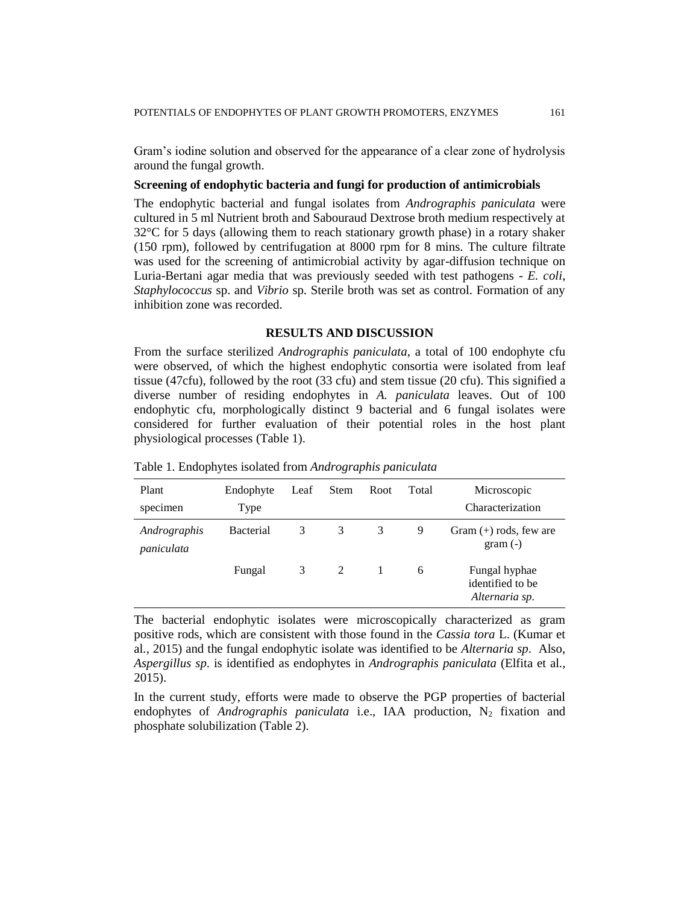Gram's iodine solution and observed for the appearance of a clear zone of hydrolysis around the fungal growth.

### Screening of endophytic bacteria and fungi for production of antimicrobials

The endophytic bacterial and fungal isolates from *Andrographis paniculata* were cultured in 5 ml Nutrient broth and Sabouraud Dextrose broth medium respectively at 32°C for 5 days (allowing them to reach stationary growth phase) in a rotary shaker (150 rpm), followed by centrifugation at 8000 rpm for 8 mins. The culture filtrate was used for the screening of antimicrobial activity by agar-diffusion technique on Luria-Bertani agar media that was previously seeded with test pathogens - *E. coli*, *Staphylococcus* sp. and *Vibrio* sp. Sterile broth was set as control. Formation of any inhibition zone was recorded.

## RESULTS AND DISCUSSION

From the surface sterilized *Andrographis paniculata*, a total of 100 endophyte cfu were observed, of which the highest endophytic consortia were isolated from leaf tissue (47cfu), followed by the root (33 cfu) and stem tissue (20 cfu). This signified a diverse number of residing endophytes in *A. paniculata* leaves. Out of 100 endophytic cfu, morphologically distinct 9 bacterial and 6 fungal isolates were considered for further evaluation of their potential roles in the host plant physiological processes (Table 1).

Table 1. Endophytes isolated from *Andrographis paniculata*

| Plant specimen | Endophyte Type | Leaf | Stem | Root | Total | Microscopic Characterization |
|---|---|---|---|---|---|---|
| *Andrographis paniculata* | Bacterial | 3 | 3 | 3 | 9 | Gram (+) rods, few are gram (-) |
| | Fungal | 3 | 2 | 1 | 6 | Fungal hyphae identified to be *Alternaria sp.* |

The bacterial endophytic isolates were microscopically characterized as gram positive rods, which are consistent with those found in the *Cassia tora* L. (Kumar et al., 2015) and the fungal endophytic isolate was identified to be *Alternaria sp*. Also, *Aspergillus sp*. is identified as endophytes in *Andrographis paniculata* (Elfita et al., 2015).

In the current study, efforts were made to observe the PGP properties of bacterial endophytes of *Andrographis paniculata* i.e., IAA production, $N_2$ fixation and phosphate solubilization (Table 2).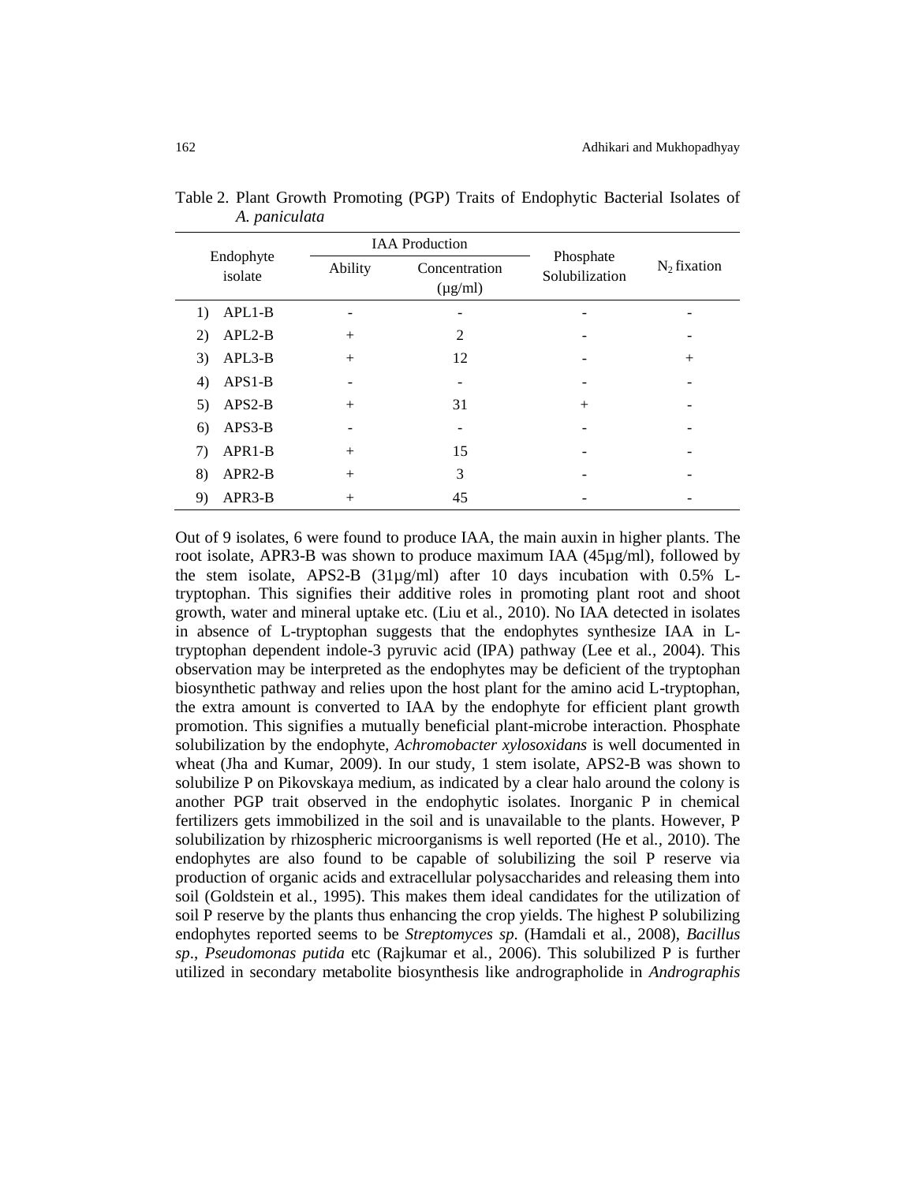Table 2. Plant Growth Promoting (PGP) Traits of Endophytic Bacterial Isolates of *A. paniculata*

| Endophyte isolate | IAA Production | | Phosphate Solubilization | $N_2$ fixation |
|---|---|---|---|---|
| | Ability | Concentration (µg/ml) | | |
| 1) APL1-B | - | - | - | - |
| 2) APL2-B | + | 2 | - | - |
| 3) APL3-B | + | 12 | - | + |
| 4) APS1-B | - | - | - | - |
| 5) APS2-B | + | 31 | + | - |
| 6) APS3-B | - | - | - | - |
| 7) APR1-B | + | 15 | - | - |
| 8) APR2-B | + | 3 | - | - |
| 9) APR3-B | + | 45 | - | - |

Out of 9 isolates, 6 were found to produce IAA, the main auxin in higher plants. The root isolate, APR3-B was shown to produce maximum IAA (45µg/ml), followed by the stem isolate, APS2-B (31µg/ml) after 10 days incubation with 0.5% L-tryptophan. This signifies their additive roles in promoting plant root and shoot growth, water and mineral uptake etc. (Liu et al., 2010). No IAA detected in isolates in absence of L-tryptophan suggests that the endophytes synthesize IAA in L-tryptophan dependent indole-3 pyruvic acid (IPA) pathway (Lee et al., 2004). This observation may be interpreted as the endophytes may be deficient of the tryptophan biosynthetic pathway and relies upon the host plant for the amino acid L-tryptophan, the extra amount is converted to IAA by the endophyte for efficient plant growth promotion. This signifies a mutually beneficial plant-microbe interaction. Phosphate solubilization by the endophyte, *Achromobacter xylosoxidans* is well documented in wheat (Jha and Kumar, 2009). In our study, 1 stem isolate, APS2-B was shown to solubilize P on Pikovskaya medium, as indicated by a clear halo around the colony is another PGP trait observed in the endophytic isolates. Inorganic P in chemical fertilizers gets immobilized in the soil and is unavailable to the plants. However, P solubilization by rhizospheric microorganisms is well reported (He et al., 2010). The endophytes are also found to be capable of solubilizing the soil P reserve via production of organic acids and extracellular polysaccharides and releasing them into soil (Goldstein et al., 1995). This makes them ideal candidates for the utilization of soil P reserve by the plants thus enhancing the crop yields. The highest P solubilizing endophytes reported seems to be *Streptomyces sp*. (Hamdali et al., 2008), *Bacillus sp*., *Pseudomonas putida* etc (Rajkumar et al., 2006). This solubilized P is further utilized in secondary metabolite biosynthesis like andrographolide in *Andrographis*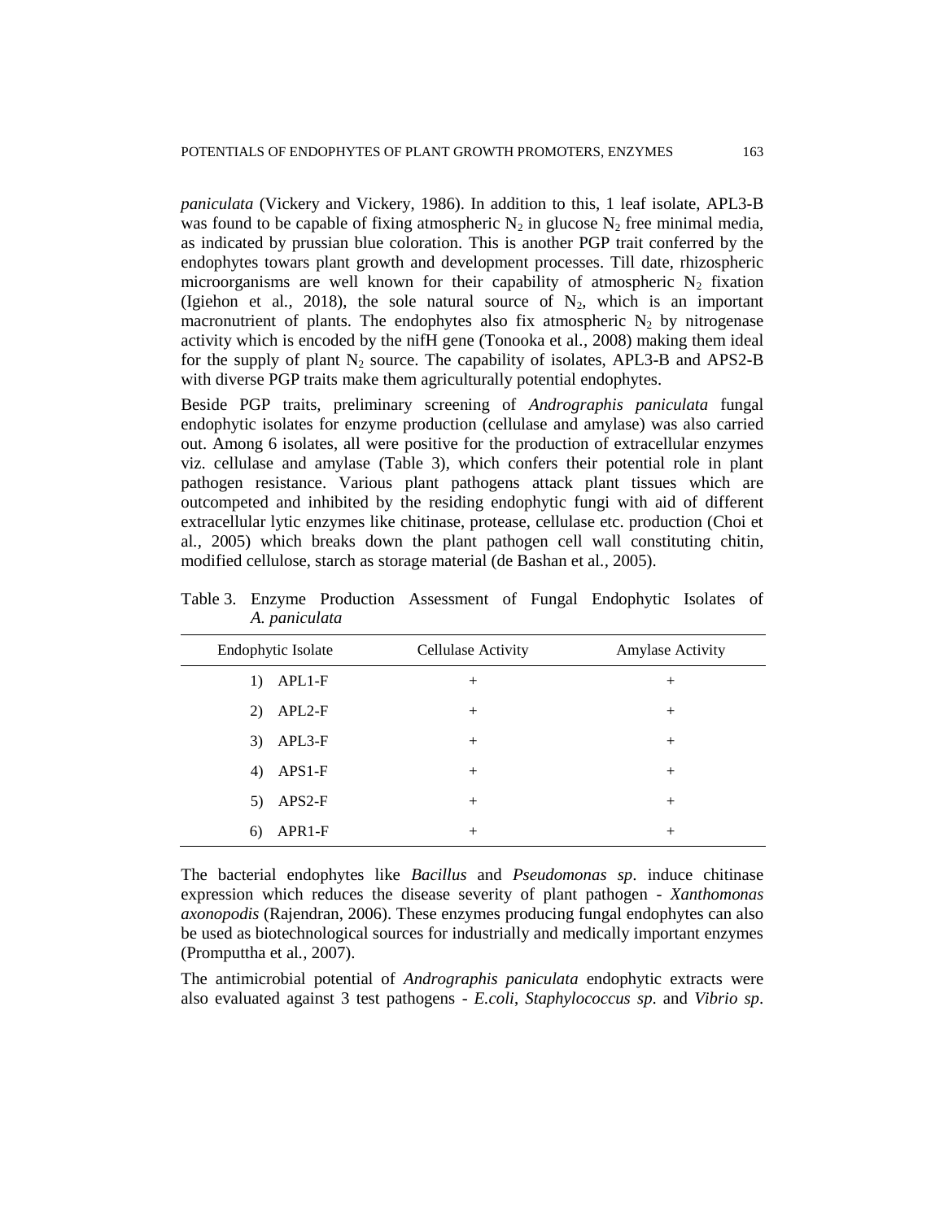*paniculata* (Vickery and Vickery, 1986). In addition to this, 1 leaf isolate, APL3-B was found to be capable of fixing atmospheric $N_2$ in glucose $N_2$ free minimal media, as indicated by prussian blue coloration. This is another PGP trait conferred by the endophytes towars plant growth and development processes. Till date, rhizospheric microorganisms are well known for their capability of atmospheric $N_2$ fixation (Igiehon et al*.,* 2018), the sole natural source of $N_2$, which is an important macronutrient of plants. The endophytes also fix atmospheric $N_2$ by nitrogenase activity which is encoded by the nifH gene (Tonooka et al*.,* 2008) making them ideal for the supply of plant $N_2$ source. The capability of isolates, APL3-B and APS2-B with diverse PGP traits make them agriculturally potential endophytes.

Beside PGP traits, preliminary screening of *Andrographis paniculata* fungal endophytic isolates for enzyme production (cellulase and amylase) was also carried out. Among 6 isolates, all were positive for the production of extracellular enzymes viz. cellulase and amylase (Table 3), which confers their potential role in plant pathogen resistance. Various plant pathogens attack plant tissues which are outcompeted and inhibited by the residing endophytic fungi with aid of different extracellular lytic enzymes like chitinase, protease, cellulase etc. production (Choi et al*.,* 2005) which breaks down the plant pathogen cell wall constituting chitin, modified cellulose, starch as storage material (de Bashan et al*.,* 2005).

Table 3. Enzyme Production Assessment of Fungal Endophytic Isolates of *A. paniculata*

| Endophytic Isolate | Cellulase Activity | Amylase Activity |
|---|---|---|
| 1) APL1-F | + | + |
| 2) APL2-F | + | + |
| 3) APL3-F | + | + |
| 4) APS1-F | + | + |
| 5) APS2-F | + | + |
| 6) APR1-F | + | + |

The bacterial endophytes like *Bacillus* and *Pseudomonas sp*. induce chitinase expression which reduces the disease severity of plant pathogen - *Xanthomonas axonopodis* (Rajendran, 2006). These enzymes producing fungal endophytes can also be used as biotechnological sources for industrially and medically important enzymes (Promputtha et al*.,* 2007).

The antimicrobial potential of *Andrographis paniculata* endophytic extracts were also evaluated against 3 test pathogens - *E.coli*, *Staphylococcus sp*. and *Vibrio sp*.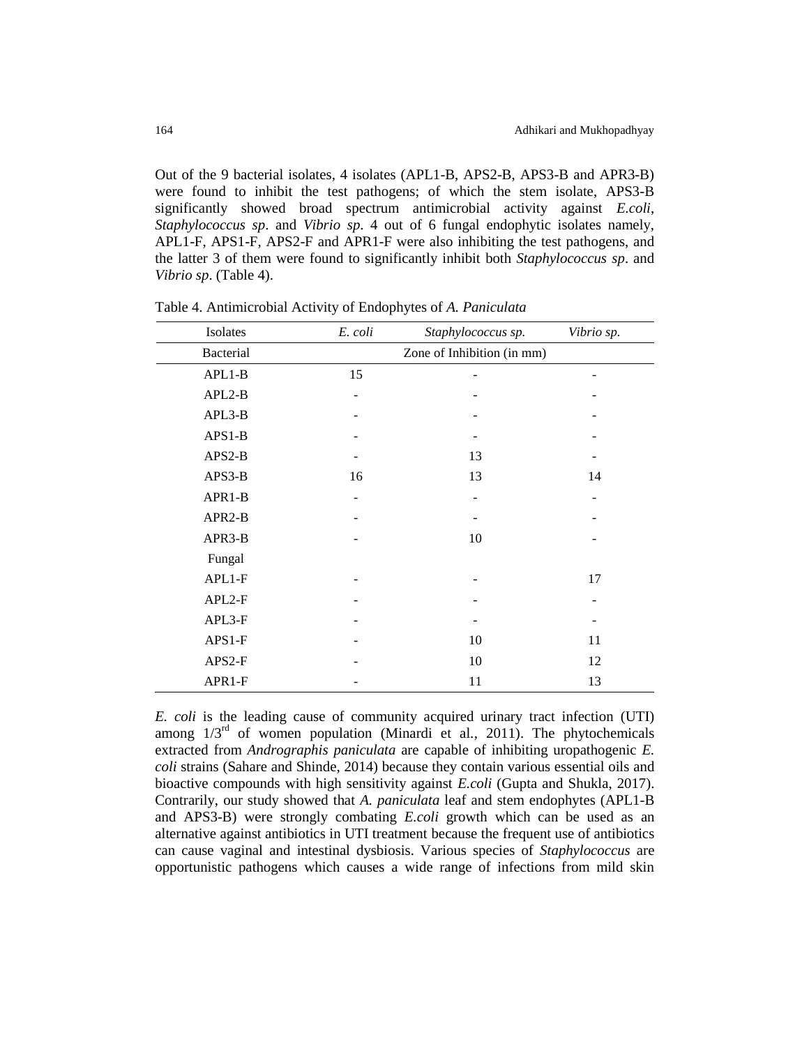Out of the 9 bacterial isolates, 4 isolates (APL1-B, APS2-B, APS3-B and APR3-B) were found to inhibit the test pathogens; of which the stem isolate, APS3-B significantly showed broad spectrum antimicrobial activity against *E.coli*, *Staphylococcus sp*. and *Vibrio sp*. 4 out of 6 fungal endophytic isolates namely, APL1-F, APS1-F, APS2-F and APR1-F were also inhibiting the test pathogens, and the latter 3 of them were found to significantly inhibit both *Staphylococcus sp*. and *Vibrio sp*. (Table 4).

Table 4. Antimicrobial Activity of Endophytes of *A. Paniculata*

| Isolates | *E. coli* | *Staphylococcus sp.* | *Vibrio sp.* |
|---|---|---|---|
| Bacterial | Zone of Inhibition (in mm) | | |
| APL1-B | 15 | - | - |
| APL2-B | - | - | - |
| APL3-B | - | - | - |
| APS1-B | - | - | - |
| APS2-B | - | 13 | - |
| APS3-B | 16 | 13 | 14 |
| APR1-B | - | - | - |
| APR2-B | - | - | - |
| APR3-B | - | 10 | - |
| Fungal | | | |
| APL1-F | - | - | 17 |
| APL2-F | - | - | - |
| APL3-F | - | - | - |
| APS1-F | - | 10 | 11 |
| APS2-F | - | 10 | 12 |
| APR1-F | - | 11 | 13 |

*E. coli* is the leading cause of community acquired urinary tract infection (UTI) among 1/3[rd] of women population (Minardi et al., 2011). The phytochemicals extracted from *Andrographis paniculata* are capable of inhibiting uropathogenic *E. coli* strains (Sahare and Shinde, 2014) because they contain various essential oils and bioactive compounds with high sensitivity against *E.coli* (Gupta and Shukla, 2017). Contrarily, our study showed that *A. paniculata* leaf and stem endophytes (APL1-B and APS3-B) were strongly combating *E.coli* growth which can be used as an alternative against antibiotics in UTI treatment because the frequent use of antibiotics can cause vaginal and intestinal dysbiosis. Various species of *Staphylococcus* are opportunistic pathogens which causes a wide range of infections from mild skin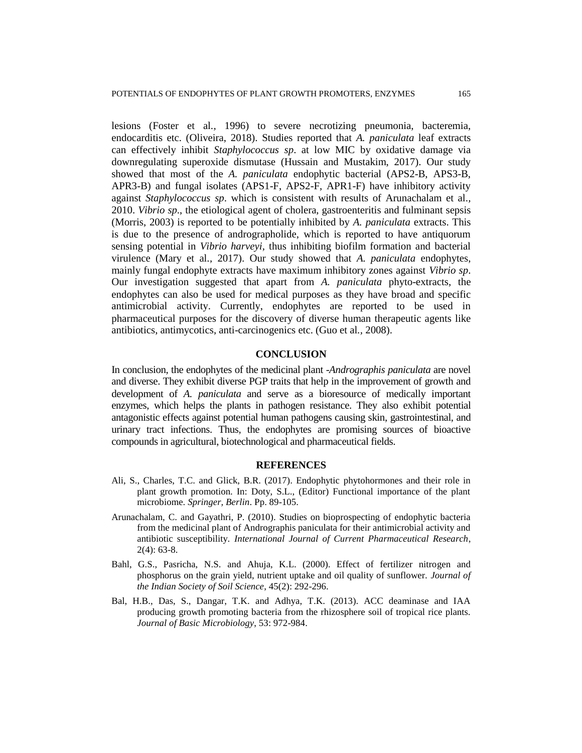lesions (Foster et al., 1996) to severe necrotizing pneumonia, bacteremia, endocarditis etc. (Oliveira, 2018). Studies reported that *A. paniculata* leaf extracts can effectively inhibit *Staphylococcus sp*. at low MIC by oxidative damage via downregulating superoxide dismutase (Hussain and Mustakim, 2017). Our study showed that most of the *A. paniculata* endophytic bacterial (APS2-B, APS3-B, APR3-B) and fungal isolates (APS1-F, APS2-F, APR1-F) have inhibitory activity against *Staphylococcus sp*. which is consistent with results of Arunachalam et al., 2010. *Vibrio sp*., the etiological agent of cholera, gastroenteritis and fulminant sepsis (Morris, 2003) is reported to be potentially inhibited by *A. paniculata* extracts. This is due to the presence of andrographolide, which is reported to have antiquorum sensing potential in *Vibrio harveyi*, thus inhibiting biofilm formation and bacterial virulence (Mary et al., 2017). Our study showed that *A. paniculata* endophytes, mainly fungal endophyte extracts have maximum inhibitory zones against *Vibrio sp*. Our investigation suggested that apart from *A. paniculata* phyto-extracts, the endophytes can also be used for medical purposes as they have broad and specific antimicrobial activity. Currently, endophytes are reported to be used in pharmaceutical purposes for the discovery of diverse human therapeutic agents like antibiotics, antimycotics, anti-carcinogenics etc. (Guo et al., 2008).

## CONCLUSION

In conclusion, the endophytes of the medicinal plant -*Andrographis paniculata* are novel and diverse. They exhibit diverse PGP traits that help in the improvement of growth and development of *A. paniculata* and serve as a bioresource of medically important enzymes, which helps the plants in pathogen resistance. They also exhibit potential antagonistic effects against potential human pathogens causing skin, gastrointestinal, and urinary tract infections. Thus, the endophytes are promising sources of bioactive compounds in agricultural, biotechnological and pharmaceutical fields.

## REFERENCES

Ali, S., Charles, T.C. and Glick, B.R. (2017). Endophytic phytohormones and their role in plant growth promotion. In: Doty, S.L., (Editor) Functional importance of the plant microbiome. *Springer, Berlin*. Pp. 89-105.

Arunachalam, C. and Gayathri, P. (2010). Studies on bioprospecting of endophytic bacteria from the medicinal plant of Andrographis paniculata for their antimicrobial activity and antibiotic susceptibility. *International Journal of Current Pharmaceutical Research*, 2(4): 63-8.

Bahl, G.S., Pasricha, N.S. and Ahuja, K.L. (2000). Effect of fertilizer nitrogen and phosphorus on the grain yield, nutrient uptake and oil quality of sunflower. *Journal of the Indian Society of Soil Science*, 45(2): 292-296.

Bal, H.B., Das, S., Dangar, T.K. and Adhya, T.K. (2013). ACC deaminase and IAA producing growth promoting bacteria from the rhizosphere soil of tropical rice plants. *Journal of Basic Microbiology*, 53: 972-984.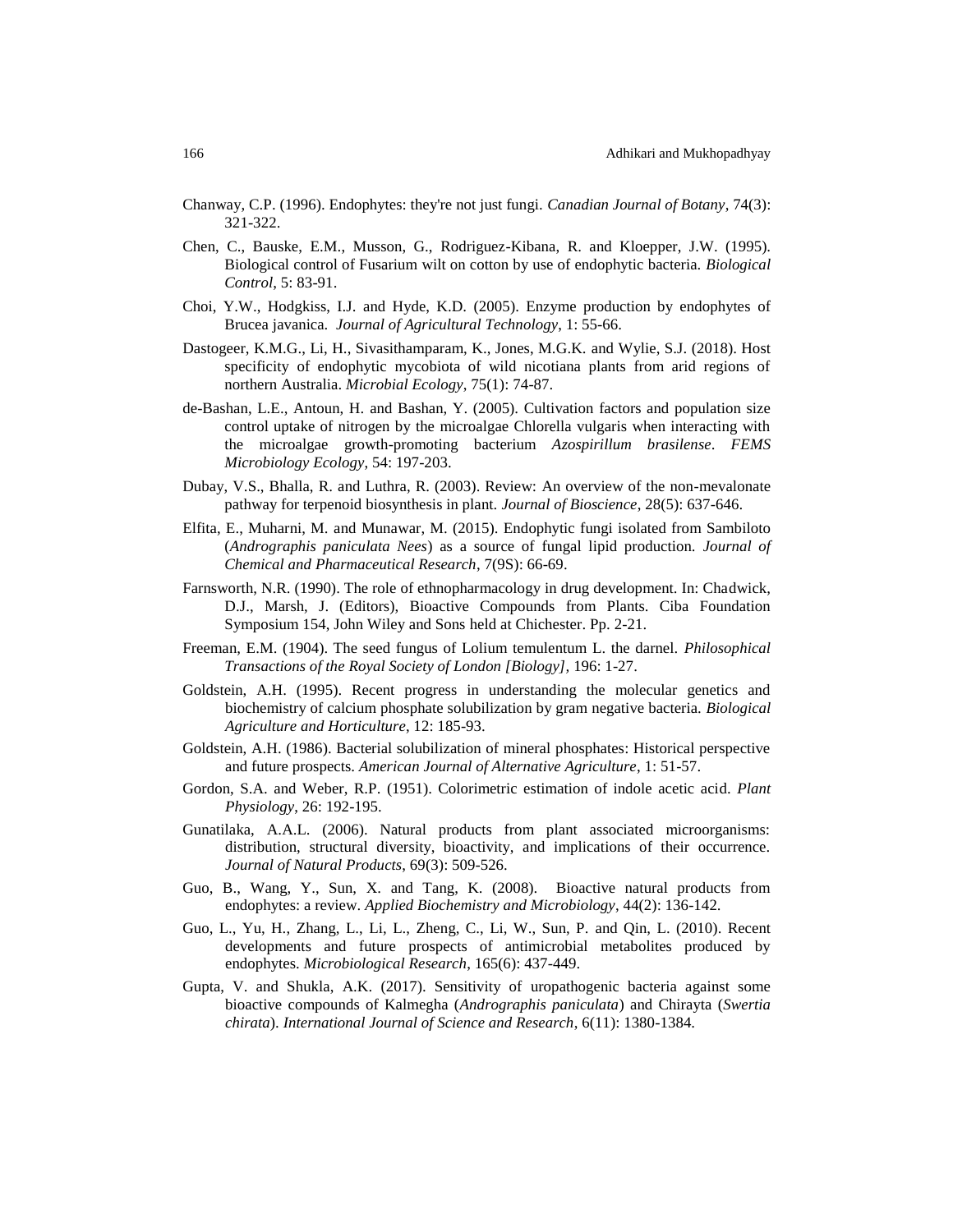Chanway, C.P. (1996). Endophytes: they're not just fungi. *Canadian Journal of Botany*, 74(3): 321-322.

Chen, C., Bauske, E.M., Musson, G., Rodriguez-Kibana, R. and Kloepper, J.W. (1995). Biological control of Fusarium wilt on cotton by use of endophytic bacteria. *Biological Control*, 5: 83-91.

Choi, Y.W., Hodgkiss, I.J. and Hyde, K.D. (2005). Enzyme production by endophytes of Brucea javanica. *Journal of Agricultural Technology*, 1: 55-66.

Dastogeer, K.M.G., Li, H., Sivasithamparam, K., Jones, M.G.K. and Wylie, S.J. (2018). Host specificity of endophytic mycobiota of wild nicotiana plants from arid regions of northern Australia. *Microbial Ecology*, 75(1): 74-87.

de-Bashan, L.E., Antoun, H. and Bashan, Y. (2005). Cultivation factors and population size control uptake of nitrogen by the microalgae Chlorella vulgaris when interacting with the microalgae growth-promoting bacterium *Azospirillum brasilense*. *FEMS Microbiology Ecology*, 54: 197-203.

Dubay, V.S., Bhalla, R. and Luthra, R. (2003). Review: An overview of the non-mevalonate pathway for terpenoid biosynthesis in plant. *Journal of Bioscience*, 28(5): 637-646.

Elfita, E., Muharni, M. and Munawar, M. (2015). Endophytic fungi isolated from Sambiloto (*Andrographis paniculata Nees*) as a source of fungal lipid production. *Journal of Chemical and Pharmaceutical Research*, 7(9S): 66-69.

Farnsworth, N.R. (1990). The role of ethnopharmacology in drug development. In: Chadwick, D.J., Marsh, J. (Editors), Bioactive Compounds from Plants. Ciba Foundation Symposium 154, John Wiley and Sons held at Chichester. Pp. 2-21.

Freeman, E.M. (1904). The seed fungus of Lolium temulentum L. the darnel. *Philosophical Transactions of the Royal Society of London [Biology]*, 196: 1-27.

Goldstein, A.H. (1995). Recent progress in understanding the molecular genetics and biochemistry of calcium phosphate solubilization by gram negative bacteria. *Biological Agriculture and Horticulture*, 12: 185-93.

Goldstein, A.H. (1986). Bacterial solubilization of mineral phosphates: Historical perspective and future prospects. *American Journal of Alternative Agriculture*, 1: 51-57.

Gordon, S.A. and Weber, R.P. (1951). Colorimetric estimation of indole acetic acid. *Plant Physiology*, 26: 192-195.

Gunatilaka, A.A.L. (2006). Natural products from plant associated microorganisms: distribution, structural diversity, bioactivity, and implications of their occurrence. *Journal of Natural Products*, 69(3): 509-526.

Guo, B., Wang, Y., Sun, X. and Tang, K. (2008). Bioactive natural products from endophytes: a review. *Applied Biochemistry and Microbiology*, 44(2): 136-142.

Guo, L., Yu, H., Zhang, L., Li, L., Zheng, C., Li, W., Sun, P. and Qin, L. (2010). Recent developments and future prospects of antimicrobial metabolites produced by endophytes. *Microbiological Research*, 165(6): 437-449.

Gupta, V. and Shukla, A.K. (2017). Sensitivity of uropathogenic bacteria against some bioactive compounds of Kalmegha (*Andrographis paniculata*) and Chirayta (*Swertia chirata*). *International Journal of Science and Research*, 6(11): 1380-1384.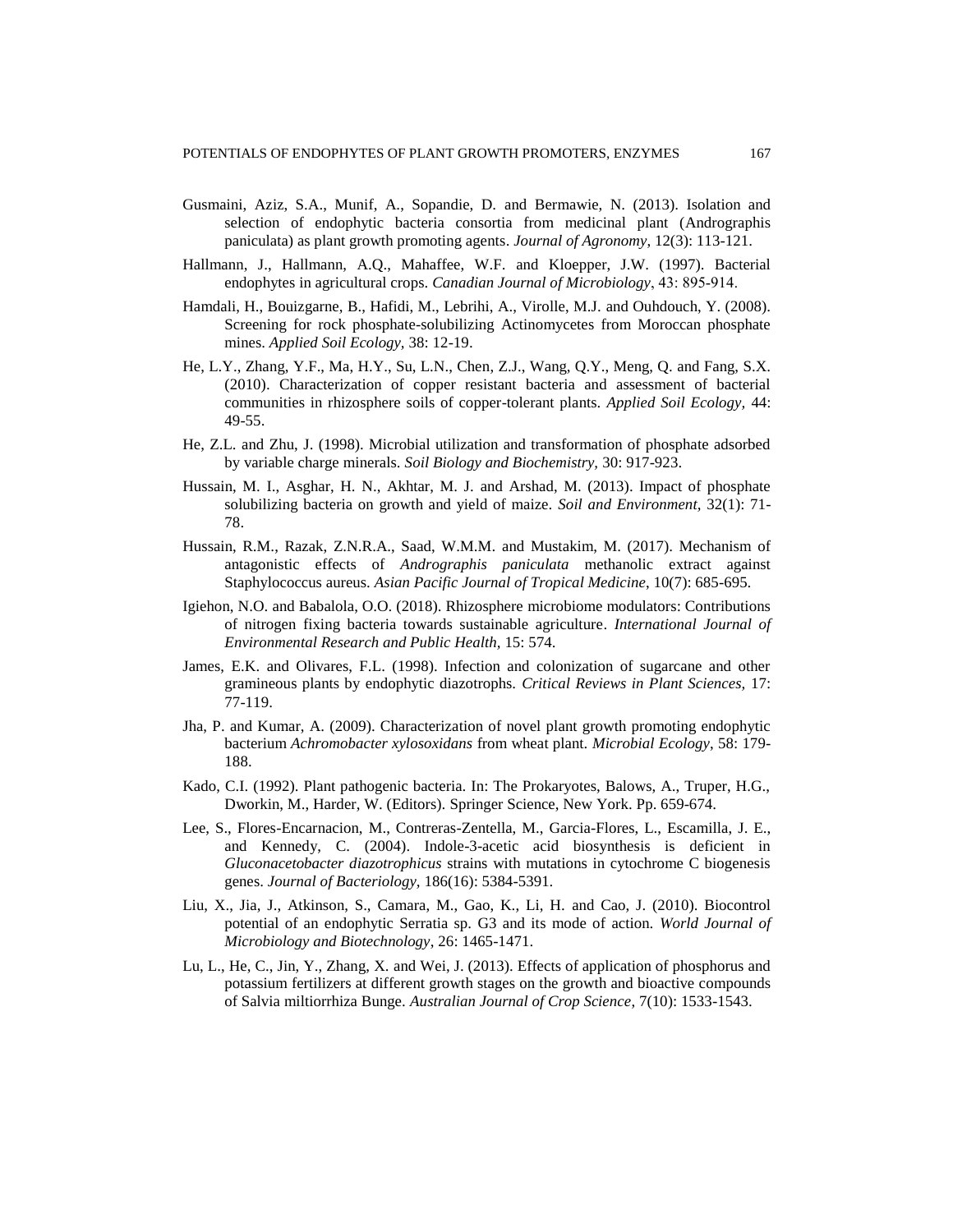Gusmaini, Aziz, S.A., Munif, A., Sopandie, D. and Bermawie, N. (2013). Isolation and selection of endophytic bacteria consortia from medicinal plant (Andrographis paniculata) as plant growth promoting agents. *Journal of Agronomy*, 12(3): 113-121.

Hallmann, J., Hallmann, A.Q., Mahaffee, W.F. and Kloepper, J.W. (1997). Bacterial endophytes in agricultural crops. *Canadian Journal of Microbiology*, 43: 895-914.

Hamdali, H., Bouizgarne, B., Hafidi, M., Lebrihi, A., Virolle, M.J. and Ouhdouch, Y. (2008). Screening for rock phosphate-solubilizing Actinomycetes from Moroccan phosphate mines. *Applied Soil Ecology*, 38: 12-19.

He, L.Y., Zhang, Y.F., Ma, H.Y., Su, L.N., Chen, Z.J., Wang, Q.Y., Meng, Q. and Fang, S.X. (2010). Characterization of copper resistant bacteria and assessment of bacterial communities in rhizosphere soils of copper-tolerant plants. *Applied Soil Ecology*, 44: 49-55.

He, Z.L. and Zhu, J. (1998). Microbial utilization and transformation of phosphate adsorbed by variable charge minerals. *Soil Biology and Biochemistry*, 30: 917-923.

Hussain, M. I., Asghar, H. N., Akhtar, M. J. and Arshad, M. (2013). Impact of phosphate solubilizing bacteria on growth and yield of maize. *Soil and Environment*, 32(1): 71-78.

Hussain, R.M., Razak, Z.N.R.A., Saad, W.M.M. and Mustakim, M. (2017). Mechanism of antagonistic effects of *Andrographis paniculata* methanolic extract against Staphylococcus aureus. *Asian Pacific Journal of Tropical Medicine*, 10(7): 685-695.

Igiehon, N.O. and Babalola, O.O. (2018). Rhizosphere microbiome modulators: Contributions of nitrogen fixing bacteria towards sustainable agriculture. *International Journal of Environmental Research and Public Health*, 15: 574.

James, E.K. and Olivares, F.L. (1998). Infection and colonization of sugarcane and other gramineous plants by endophytic diazotrophs. *Critical Reviews in Plant Sciences*, 17: 77-119.

Jha, P. and Kumar, A. (2009). Characterization of novel plant growth promoting endophytic bacterium *Achromobacter xylosoxidans* from wheat plant. *Microbial Ecology*, 58: 179-188.

Kado, C.I. (1992). Plant pathogenic bacteria. In: The Prokaryotes, Balows, A., Truper, H.G., Dworkin, M., Harder, W. (Editors). Springer Science, New York. Pp. 659-674.

Lee, S., Flores-Encarnacion, M., Contreras-Zentella, M., Garcia-Flores, L., Escamilla, J. E., and Kennedy, C. (2004). Indole-3-acetic acid biosynthesis is deficient in *Gluconacetobacter diazotrophicus* strains with mutations in cytochrome C biogenesis genes. *Journal of Bacteriology*, 186(16): 5384-5391.

Liu, X., Jia, J., Atkinson, S., Camara, M., Gao, K., Li, H. and Cao, J. (2010). Biocontrol potential of an endophytic Serratia sp. G3 and its mode of action. *World Journal of Microbiology and Biotechnology*, 26: 1465-1471.

Lu, L., He, C., Jin, Y., Zhang, X. and Wei, J. (2013). Effects of application of phosphorus and potassium fertilizers at different growth stages on the growth and bioactive compounds of Salvia miltiorrhiza Bunge. *Australian Journal of Crop Science*, 7(10): 1533-1543.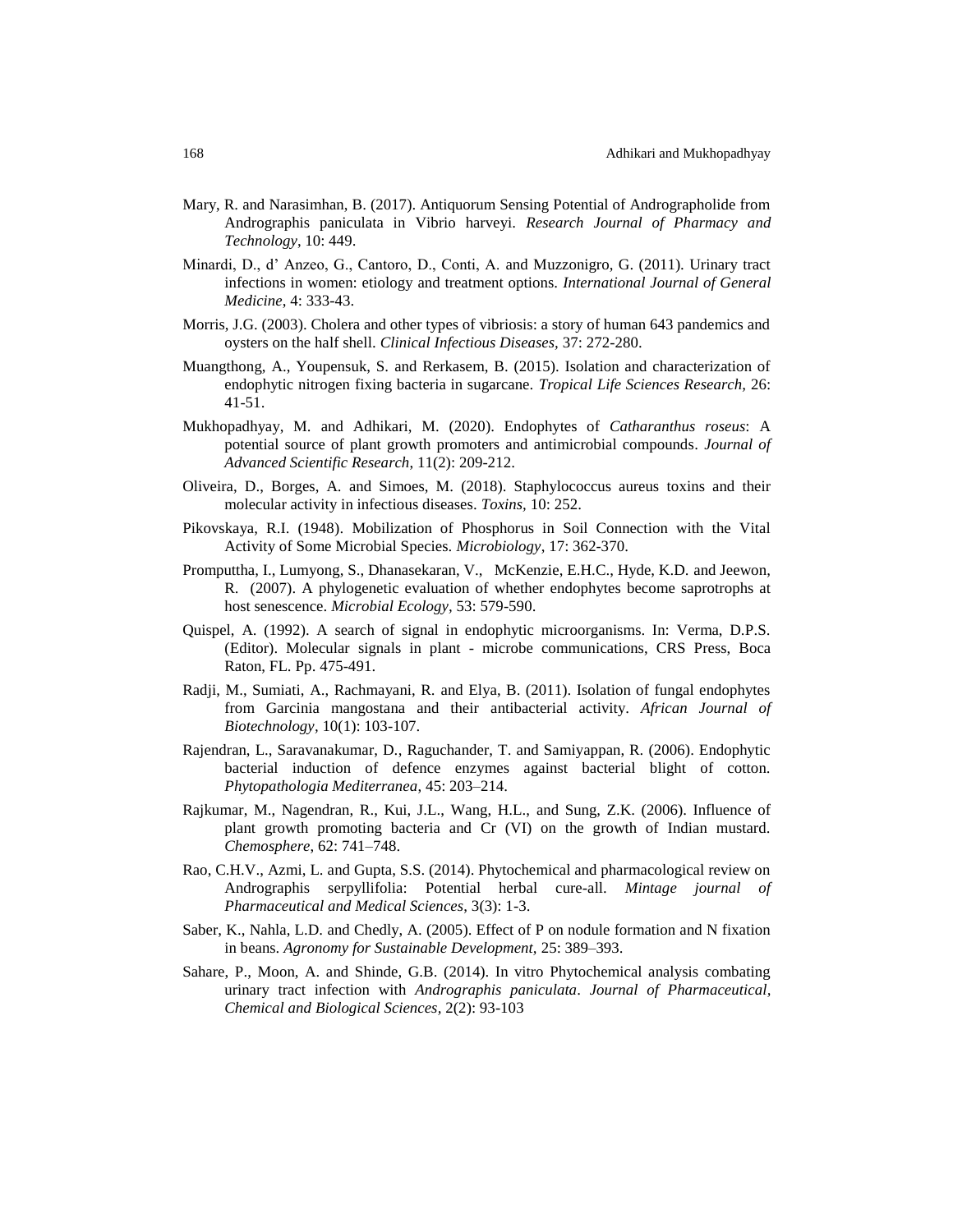Mary, R. and Narasimhan, B. (2017). Antiquorum Sensing Potential of Andrographolide from Andrographis paniculata in Vibrio harveyi. *Research Journal of Pharmacy and Technology*, 10: 449.

Minardi, D., d' Anzeo, G., Cantoro, D., Conti, A. and Muzzonigro, G. (2011). Urinary tract infections in women: etiology and treatment options. *International Journal of General Medicine*, 4: 333-43.

Morris, J.G. (2003). Cholera and other types of vibriosis: a story of human 643 pandemics and oysters on the half shell. *Clinical Infectious Diseases,* 37: 272-280.

Muangthong, A., Youpensuk, S. and Rerkasem, B. (2015). Isolation and characterization of endophytic nitrogen fixing bacteria in sugarcane. *Tropical Life Sciences Research,* 26: 41-51.

Mukhopadhyay, M. and Adhikari, M. (2020). Endophytes of *Catharanthus roseus*: A potential source of plant growth promoters and antimicrobial compounds. *Journal of Advanced Scientific Research*, 11(2): 209-212.

Oliveira, D., Borges, A. and Simoes, M. (2018). Staphylococcus aureus toxins and their molecular activity in infectious diseases. *Toxins,* 10: 252.

Pikovskaya, R.I. (1948). Mobilization of Phosphorus in Soil Connection with the Vital Activity of Some Microbial Species. *Microbiology*, 17: 362-370.

Promputtha, I., Lumyong, S., Dhanasekaran, V., McKenzie, E.H.C., Hyde, K.D. and Jeewon, R. (2007). A phylogenetic evaluation of whether endophytes become saprotrophs at host senescence. *Microbial Ecology*, 53: 579-590.

Quispel, A. (1992). A search of signal in endophytic microorganisms. In: Verma, D.P.S. (Editor). Molecular signals in plant - microbe communications, CRS Press, Boca Raton, FL. Pp. 475-491.

Radji, M., Sumiati, A., Rachmayani, R. and Elya, B. (2011). Isolation of fungal endophytes from Garcinia mangostana and their antibacterial activity. *African Journal of Biotechnology*, 10(1): 103-107.

Rajendran, L., Saravanakumar, D., Raguchander, T. and Samiyappan, R. (2006). Endophytic bacterial induction of defence enzymes against bacterial blight of cotton. *Phytopathologia Mediterranea*, 45: 203–214.

Rajkumar, M., Nagendran, R., Kui, J.L., Wang, H.L., and Sung, Z.K. (2006). Influence of plant growth promoting bacteria and Cr (VI) on the growth of Indian mustard. *Chemosphere*, 62: 741–748.

Rao, C.H.V., Azmi, L. and Gupta, S.S. (2014). Phytochemical and pharmacological review on Andrographis serpyllifolia: Potential herbal cure-all. *Mintage journal of Pharmaceutical and Medical Sciences*, 3(3): 1-3.

Saber, K., Nahla, L.D. and Chedly, A. (2005). Effect of P on nodule formation and N fixation in beans. *Agronomy for Sustainable Development,* 25: 389–393.

Sahare, P., Moon, A. and Shinde, G.B. (2014). In vitro Phytochemical analysis combating urinary tract infection with *Andrographis paniculata*. *Journal of Pharmaceutical, Chemical and Biological Sciences*, 2(2): 93-103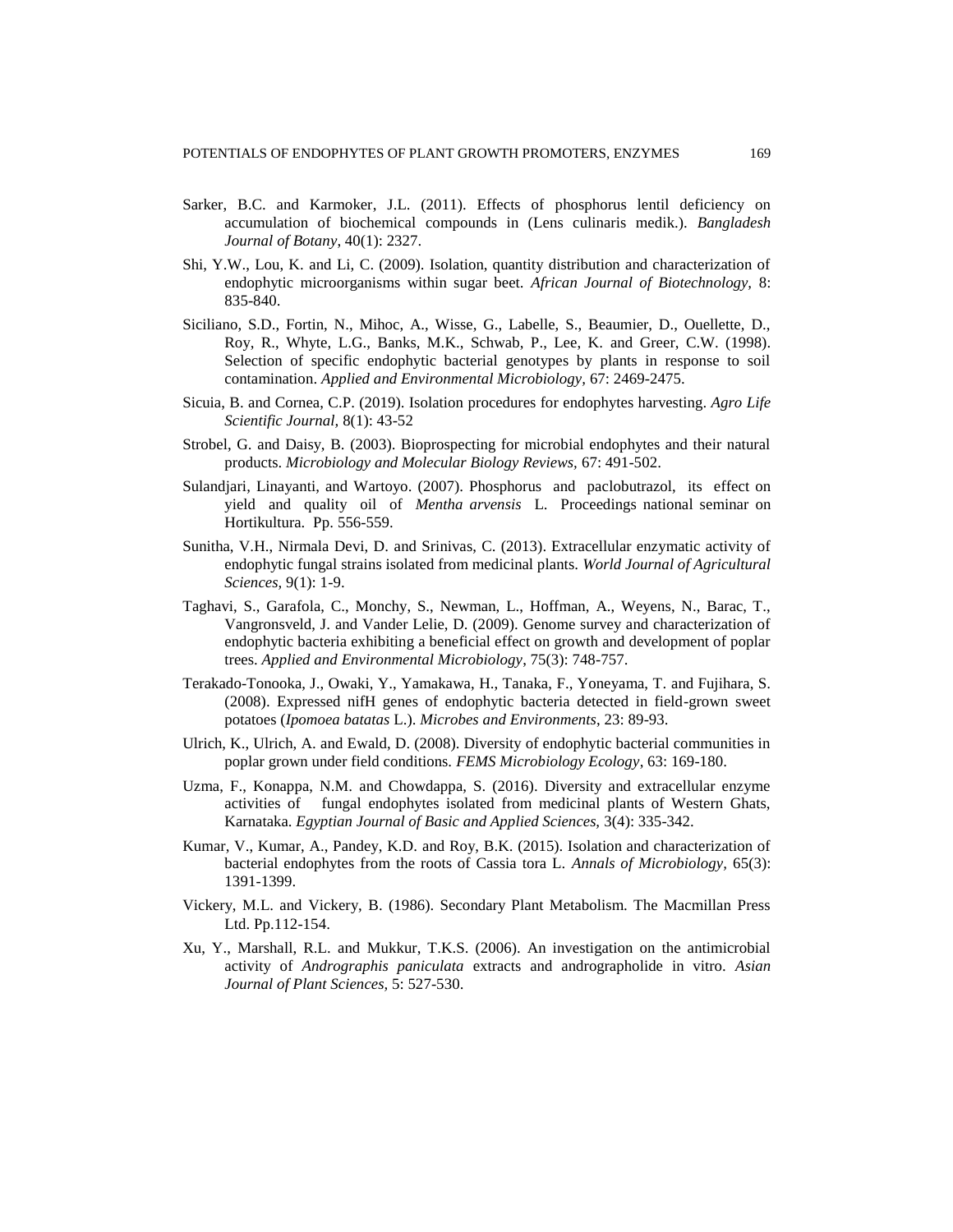Sarker, B.C. and Karmoker, J.L. (2011). Effects of phosphorus lentil deficiency on accumulation of biochemical compounds in (Lens culinaris medik.). *Bangladesh Journal of Botany,* 40(1): 2327.

Shi, Y.W., Lou, K. and Li, C. (2009). Isolation, quantity distribution and characterization of endophytic microorganisms within sugar beet. *African Journal of Biotechnology,* 8: 835-840.

Siciliano, S.D., Fortin, N., Mihoc, A., Wisse, G., Labelle, S., Beaumier, D., Ouellette, D., Roy, R., Whyte, L.G., Banks, M.K., Schwab, P., Lee, K. and Greer, C.W. (1998). Selection of specific endophytic bacterial genotypes by plants in response to soil contamination. *Applied and Environmental Microbiology,* 67: 2469-2475.

Sicuia, B. and Cornea, C.P. (2019). Isolation procedures for endophytes harvesting. *Agro Life Scientific Journal,* 8(1): 43-52

Strobel, G. and Daisy, B. (2003). Bioprospecting for microbial endophytes and their natural products. *Microbiology and Molecular Biology Reviews,* 67: 491-502.

Sulandjari, Linayanti, and Wartoyo. (2007). Phosphorus and paclobutrazol, its effect on yield and quality oil of *Mentha arvensis* L. Proceedings national seminar on Hortikultura. Pp. 556-559.

Sunitha, V.H., Nirmala Devi, D. and Srinivas, C. (2013). Extracellular enzymatic activity of endophytic fungal strains isolated from medicinal plants. *World Journal of Agricultural Sciences,* 9(1): 1-9.

Taghavi, S., Garafola, C., Monchy, S., Newman, L., Hoffman, A., Weyens, N., Barac, T., Vangronsveld, J. and Vander Lelie, D. (2009). Genome survey and characterization of endophytic bacteria exhibiting a beneficial effect on growth and development of poplar trees. *Applied and Environmental Microbiology*, 75(3): 748-757.

Terakado-Tonooka, J., Owaki, Y., Yamakawa, H., Tanaka, F., Yoneyama, T. and Fujihara, S. (2008). Expressed nifH genes of endophytic bacteria detected in field-grown sweet potatoes (*Ipomoea batatas* L.). *Microbes and Environments*, 23: 89-93.

Ulrich, K., Ulrich, A. and Ewald, D. (2008). Diversity of endophytic bacterial communities in poplar grown under field conditions. *FEMS Microbiology Ecology*, 63: 169-180.

Uzma, F., Konappa, N.M. and Chowdappa, S. (2016). Diversity and extracellular enzyme activities of fungal endophytes isolated from medicinal plants of Western Ghats, Karnataka. *Egyptian Journal of Basic and Applied Sciences,* 3(4): 335-342.

Kumar, V., Kumar, A., Pandey, K.D. and Roy, B.K. (2015). Isolation and characterization of bacterial endophytes from the roots of Cassia tora L. *Annals of Microbiology,* 65(3): 1391-1399.

Vickery, M.L. and Vickery, B. (1986). Secondary Plant Metabolism. The Macmillan Press Ltd. Pp.112-154.

Xu, Y., Marshall, R.L. and Mukkur, T.K.S. (2006). An investigation on the antimicrobial activity of *Andrographis paniculata* extracts and andrographolide in vitro. *Asian Journal of Plant Sciences,* 5: 527-530.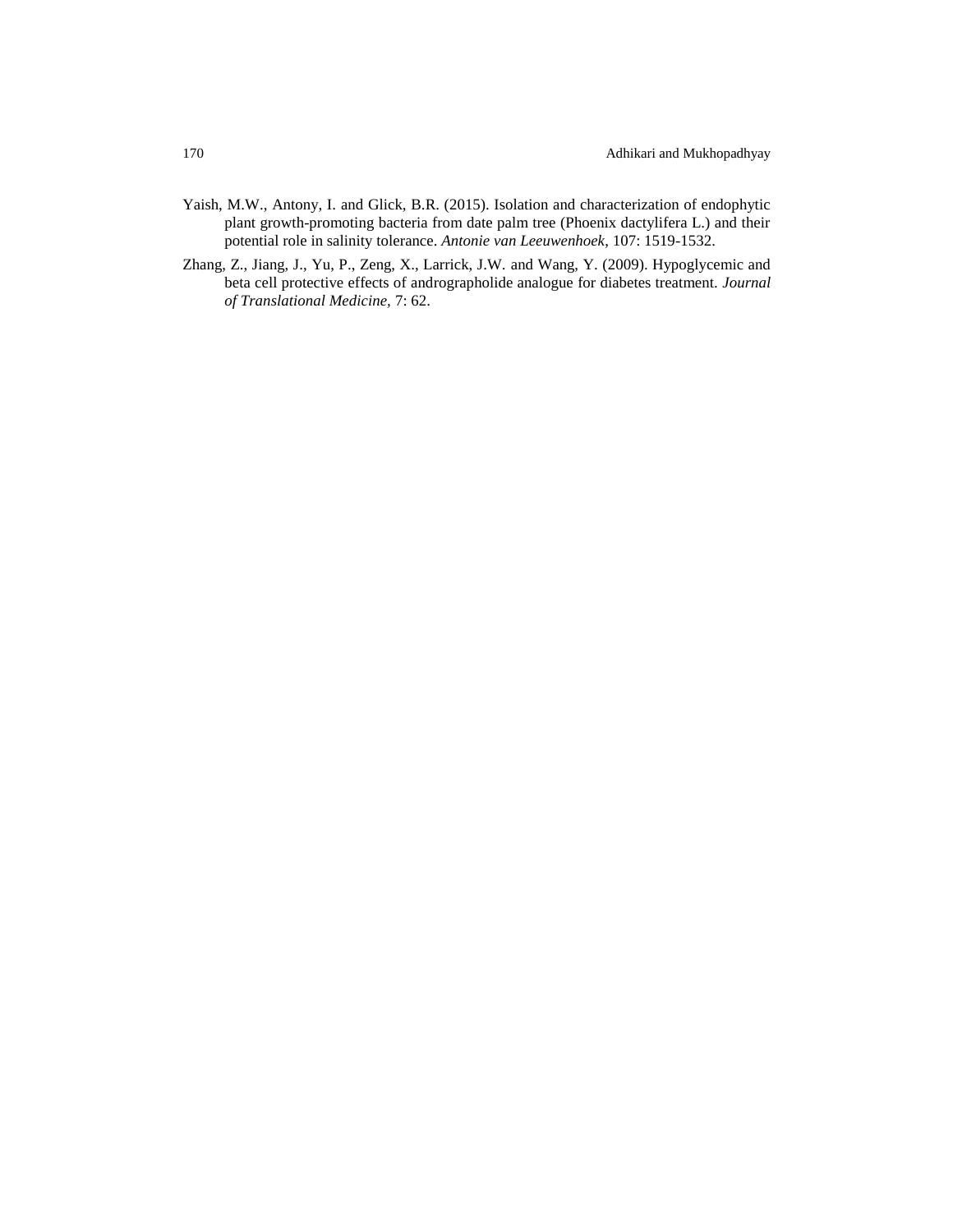Yaish, M.W., Antony, I. and Glick, B.R. (2015). Isolation and characterization of endophytic plant growth-promoting bacteria from date palm tree (Phoenix dactylifera L.) and their potential role in salinity tolerance. *Antonie van Leeuwenhoek*, 107: 1519-1532.

Zhang, Z., Jiang, J., Yu, P., Zeng, X., Larrick, J.W. and Wang, Y. (2009). Hypoglycemic and beta cell protective effects of andrographolide analogue for diabetes treatment. *Journal of Translational Medicine,* 7: 62.